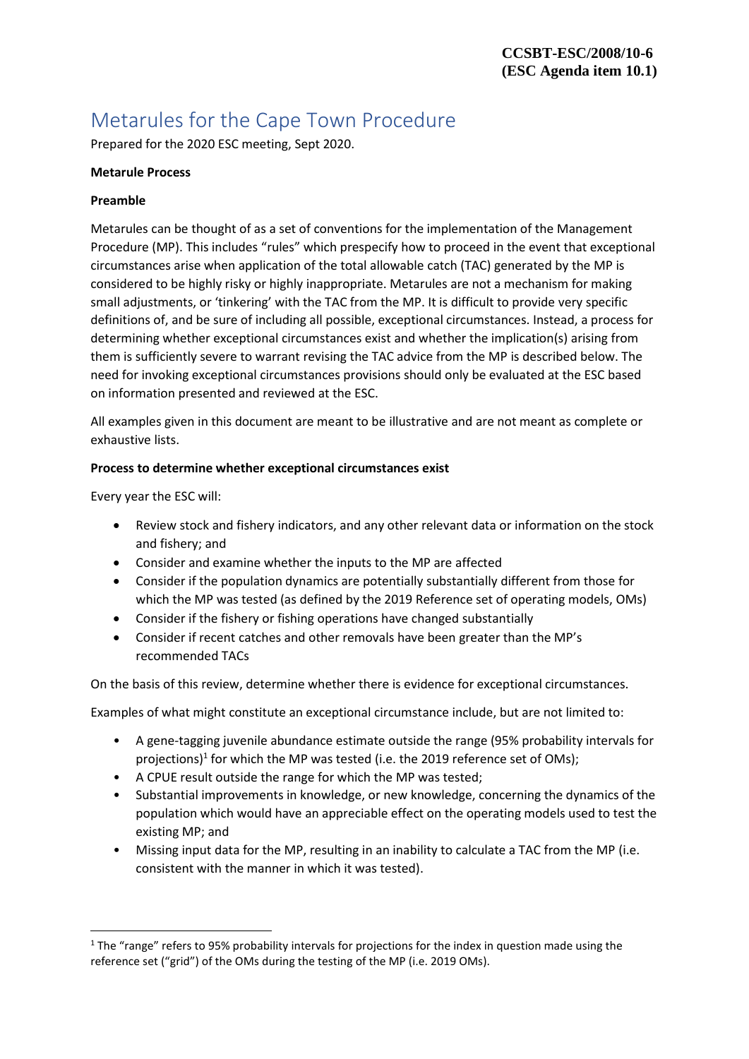**CCSBT-ESC/2008/10-6**
**(ESC Agenda item 10.1)**

# Metarules for the Cape Town Procedure

Prepared for the 2020 ESC meeting, Sept 2020.

**Metarule Process**

**Preamble**

Metarules can be thought of as a set of conventions for the implementation of the Management Procedure (MP). This includes "rules" which prespecify how to proceed in the event that exceptional circumstances arise when application of the total allowable catch (TAC) generated by the MP is considered to be highly risky or highly inappropriate. Metarules are not a mechanism for making small adjustments, or 'tinkering' with the TAC from the MP. It is difficult to provide very specific definitions of, and be sure of including all possible, exceptional circumstances. Instead, a process for determining whether exceptional circumstances exist and whether the implication(s) arising from them is sufficiently severe to warrant revising the TAC advice from the MP is described below. The need for invoking exceptional circumstances provisions should only be evaluated at the ESC based on information presented and reviewed at the ESC.

All examples given in this document are meant to be illustrative and are not meant as complete or exhaustive lists.

**Process to determine whether exceptional circumstances exist**

Every year the ESC will:

- Review stock and fishery indicators, and any other relevant data or information on the stock and fishery; and
- Consider and examine whether the inputs to the MP are affected
- Consider if the population dynamics are potentially substantially different from those for which the MP was tested (as defined by the 2019 Reference set of operating models, OMs)
- Consider if the fishery or fishing operations have changed substantially
- Consider if recent catches and other removals have been greater than the MP's recommended TACs

On the basis of this review, determine whether there is evidence for exceptional circumstances.

Examples of what might constitute an exceptional circumstance include, but are not limited to:

- A gene-tagging juvenile abundance estimate outside the range (95% probability intervals for projections)[1] for which the MP was tested (i.e. the 2019 reference set of OMs);
- A CPUE result outside the range for which the MP was tested;
- Substantial improvements in knowledge, or new knowledge, concerning the dynamics of the population which would have an appreciable effect on the operating models used to test the existing MP; and
- Missing input data for the MP, resulting in an inability to calculate a TAC from the MP (i.e. consistent with the manner in which it was tested).

[1] The "range" refers to 95% probability intervals for projections for the index in question made using the reference set ("grid") of the OMs during the testing of the MP (i.e. 2019 OMs).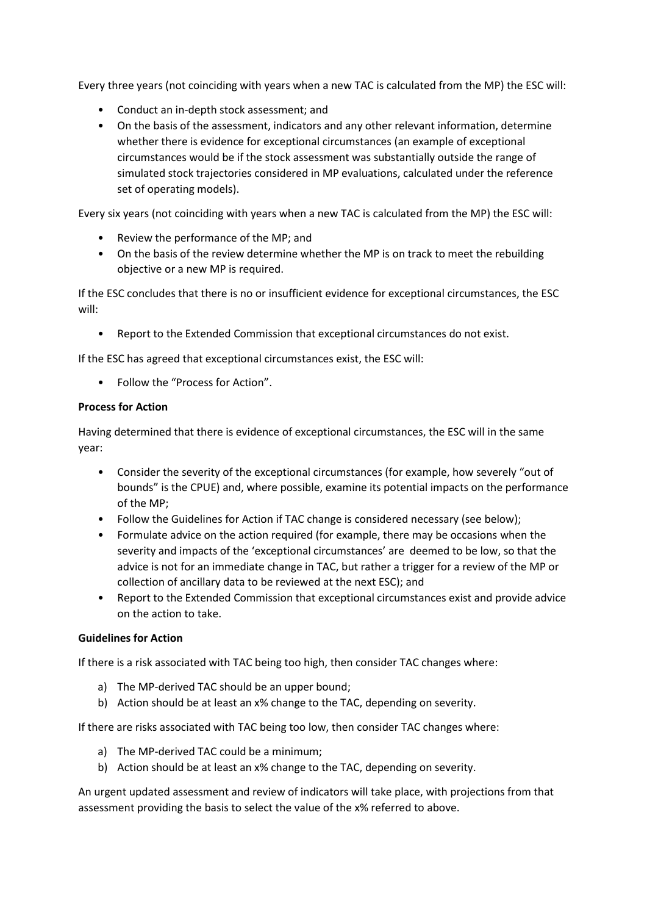Every three years (not coinciding with years when a new TAC is calculated from the MP) the ESC will:

- Conduct an in-depth stock assessment; and
- On the basis of the assessment, indicators and any other relevant information, determine whether there is evidence for exceptional circumstances (an example of exceptional circumstances would be if the stock assessment was substantially outside the range of simulated stock trajectories considered in MP evaluations, calculated under the reference set of operating models).

Every six years (not coinciding with years when a new TAC is calculated from the MP) the ESC will:

- Review the performance of the MP; and
- On the basis of the review determine whether the MP is on track to meet the rebuilding objective or a new MP is required.

If the ESC concludes that there is no or insufficient evidence for exceptional circumstances, the ESC will:

- Report to the Extended Commission that exceptional circumstances do not exist.

If the ESC has agreed that exceptional circumstances exist, the ESC will:

- Follow the "Process for Action".

**Process for Action**

Having determined that there is evidence of exceptional circumstances, the ESC will in the same year:

- Consider the severity of the exceptional circumstances (for example, how severely "out of bounds" is the CPUE) and, where possible, examine its potential impacts on the performance of the MP;
- Follow the Guidelines for Action if TAC change is considered necessary (see below);
- Formulate advice on the action required (for example, there may be occasions when the severity and impacts of the 'exceptional circumstances' are deemed to be low, so that the advice is not for an immediate change in TAC, but rather a trigger for a review of the MP or collection of ancillary data to be reviewed at the next ESC); and
- Report to the Extended Commission that exceptional circumstances exist and provide advice on the action to take.

**Guidelines for Action**

If there is a risk associated with TAC being too high, then consider TAC changes where:

a) The MP-derived TAC should be an upper bound;
b) Action should be at least an x% change to the TAC, depending on severity.

If there are risks associated with TAC being too low, then consider TAC changes where:

a) The MP-derived TAC could be a minimum;
b) Action should be at least an x% change to the TAC, depending on severity.

An urgent updated assessment and review of indicators will take place, with projections from that assessment providing the basis to select the value of the x% referred to above.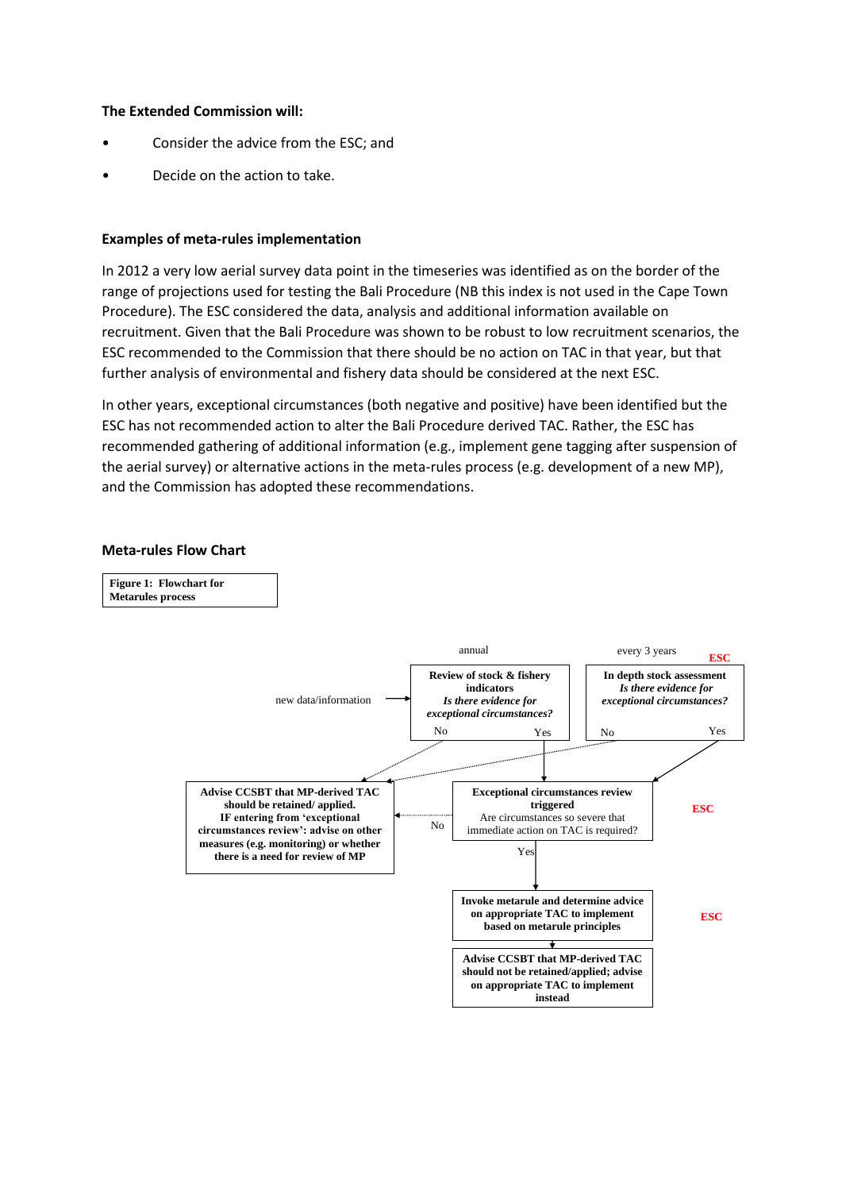**The Extended Commission will:**

- Consider the advice from the ESC; and
- Decide on the action to take.

**Examples of meta-rules implementation**

In 2012 a very low aerial survey data point in the timeseries was identified as on the border of the range of projections used for testing the Bali Procedure (NB this index is not used in the Cape Town Procedure). The ESC considered the data, analysis and additional information available on recruitment. Given that the Bali Procedure was shown to be robust to low recruitment scenarios, the ESC recommended to the Commission that there should be no action on TAC in that year, but that further analysis of environmental and fishery data should be considered at the next ESC.

In other years, exceptional circumstances (both negative and positive) have been identified but the ESC has not recommended action to alter the Bali Procedure derived TAC. Rather, the ESC has recommended gathering of additional information (e.g., implement gene tagging after suspension of the aerial survey) or alternative actions in the meta-rules process (e.g. development of a new MP), and the Commission has adopted these recommendations.

**Meta-rules Flow Chart**

**Figure 1: Flowchart for Metarules process**

new data/information → annual: **Review of stock & fishery indicators** ***Is there evidence for exceptional circumstances?*** (No / Yes)

every 3 years (ESC): **In depth stock assessment** ***Is there evidence for exceptional circumstances?*** (No / Yes)

No → **Advise CCSBT that MP-derived TAC should be retained/ applied. IF entering from 'exceptional circumstances review': advise on other measures (e.g. monitoring) or whether there is a need for review of MP**

Yes → **Exceptional circumstances review triggered** Are circumstances so severe that immediate action on TAC is required? (ESC)

- No → Advise CCSBT that MP-derived TAC should be retained/ applied (as above)
- Yes → **Invoke metarule and determine advice on appropriate TAC to implement based on metarule principles** (ESC) → **Advise CCSBT that MP-derived TAC should not be retained/applied; advise on appropriate TAC to implement instead**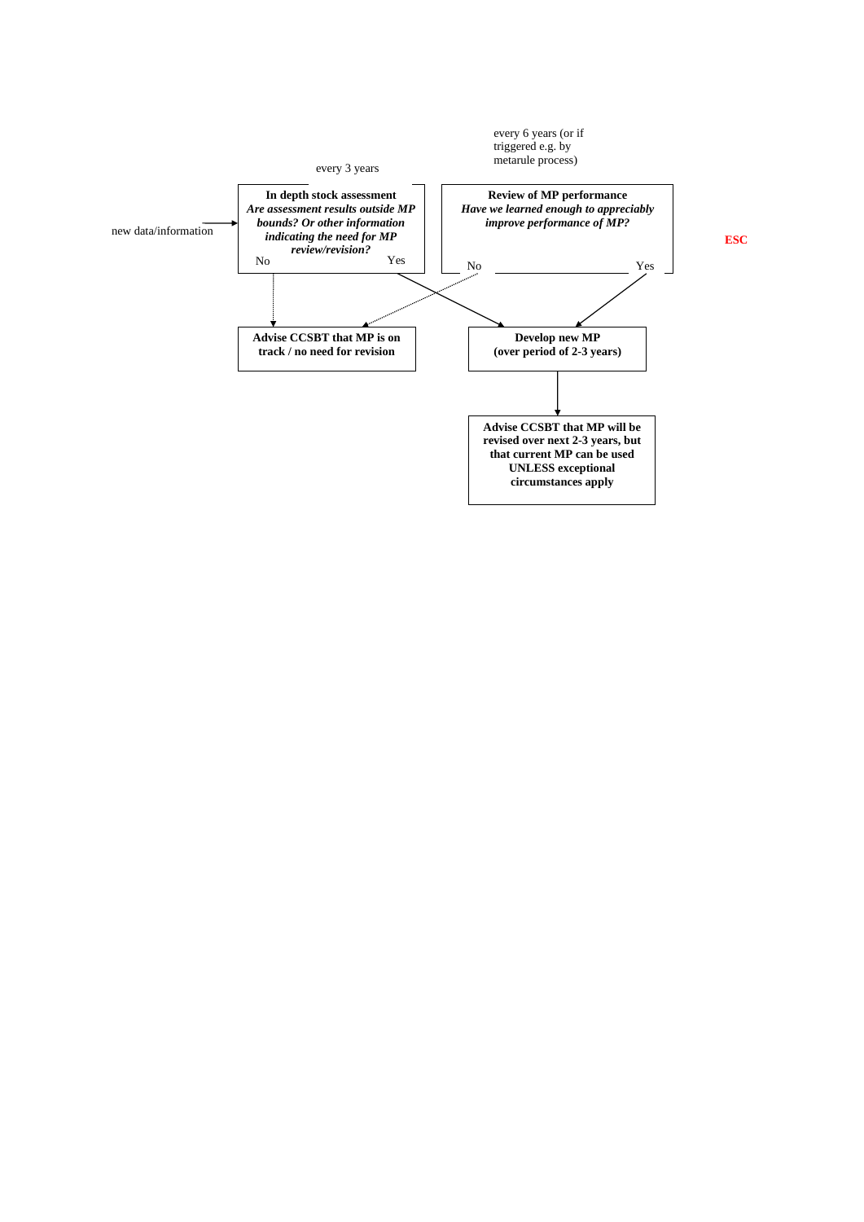every 3 years

every 6 years (or if triggered e.g. by metarule process)

new data/information

**In depth stock assessment**
***Are assessment results outside MP bounds? Or other information indicating the need for MP review/revision?***

No

Yes

**Review of MP performance**
***Have we learned enough to appreciably improve performance of MP?***

No

Yes

ESC

**Advise CCSBT that MP is on track / no need for revision**

**Develop new MP (over period of 2-3 years)**

**Advise CCSBT that MP will be revised over next 2-3 years, but that current MP can be used UNLESS exceptional circumstances apply**